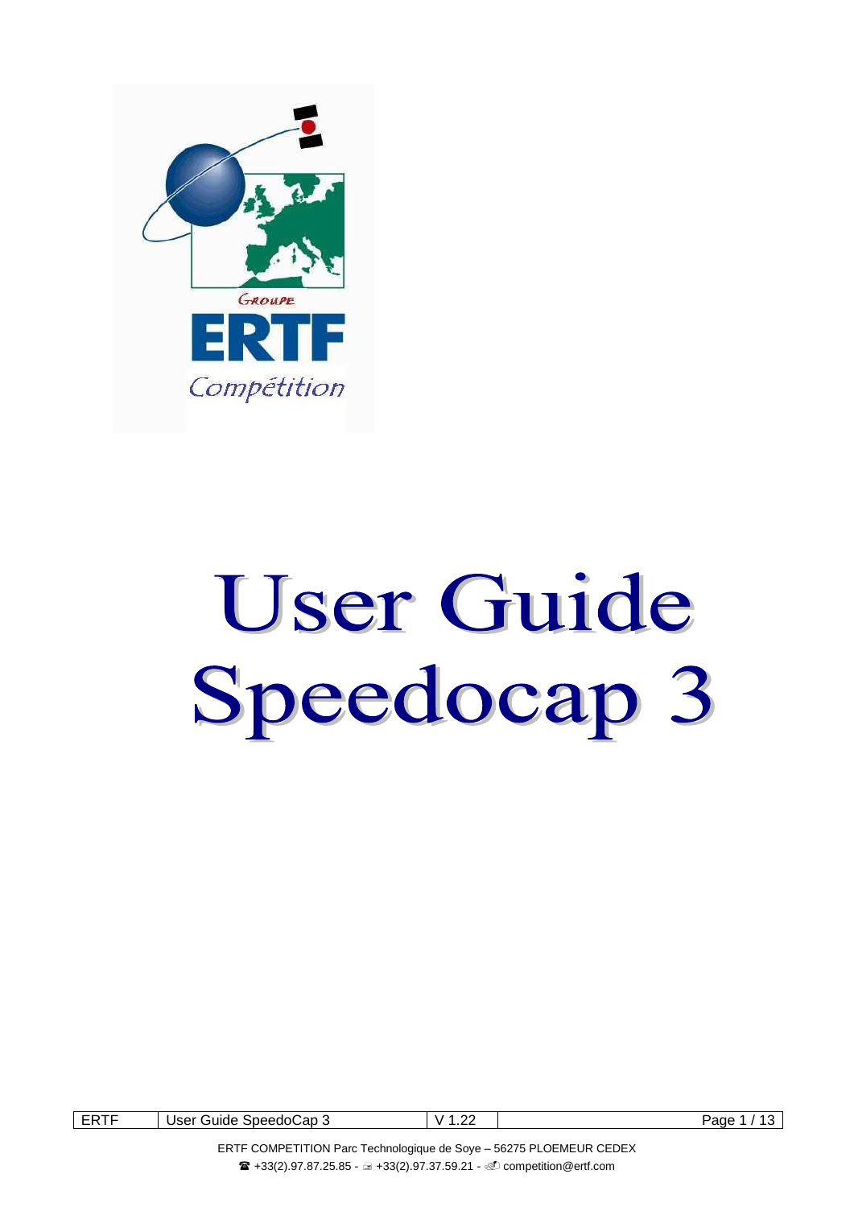Groupe

ERTF

Compétition

# User Guide Speedocap 3

ERTF COMPETITION Parc Technologique de Soye – 56275 PLOEMEUR CEDEX

☎ +33(2).97.87.25.85 - +33(2).97.37.59.21 - competition@ertf.com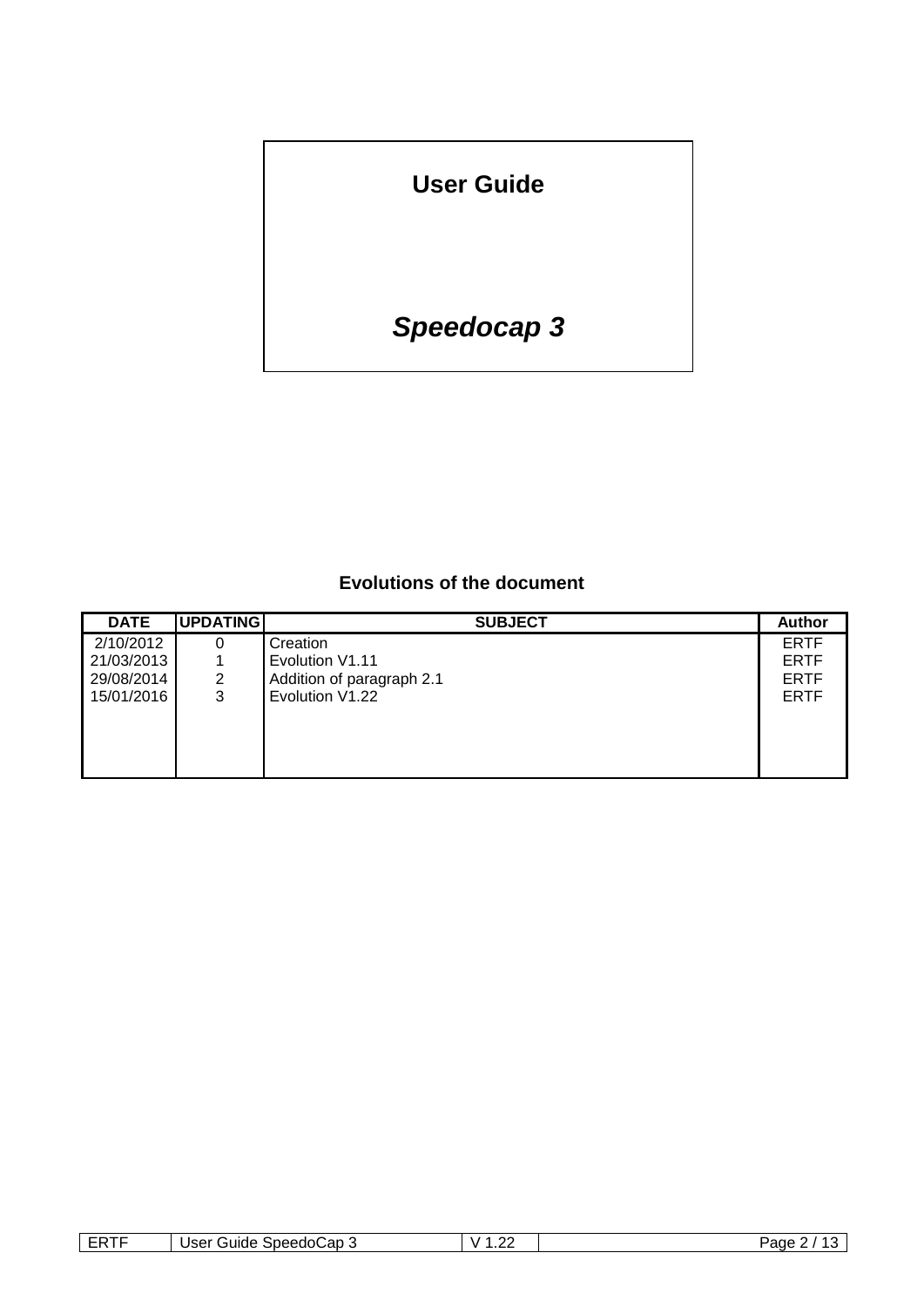# User Guide

## *Speedocap 3*

### Evolutions of the document

| DATE | UPDATING | SUBJECT | Author |
|---|---|---|---|
| 2/10/2012 | 0 | Creation | ERTF |
| 21/03/2013 | 1 | Evolution V1.11 | ERTF |
| 29/08/2014 | 2 | Addition of paragraph 2.1 | ERTF |
| 15/01/2016 | 3 | Evolution V1.22 | ERTF |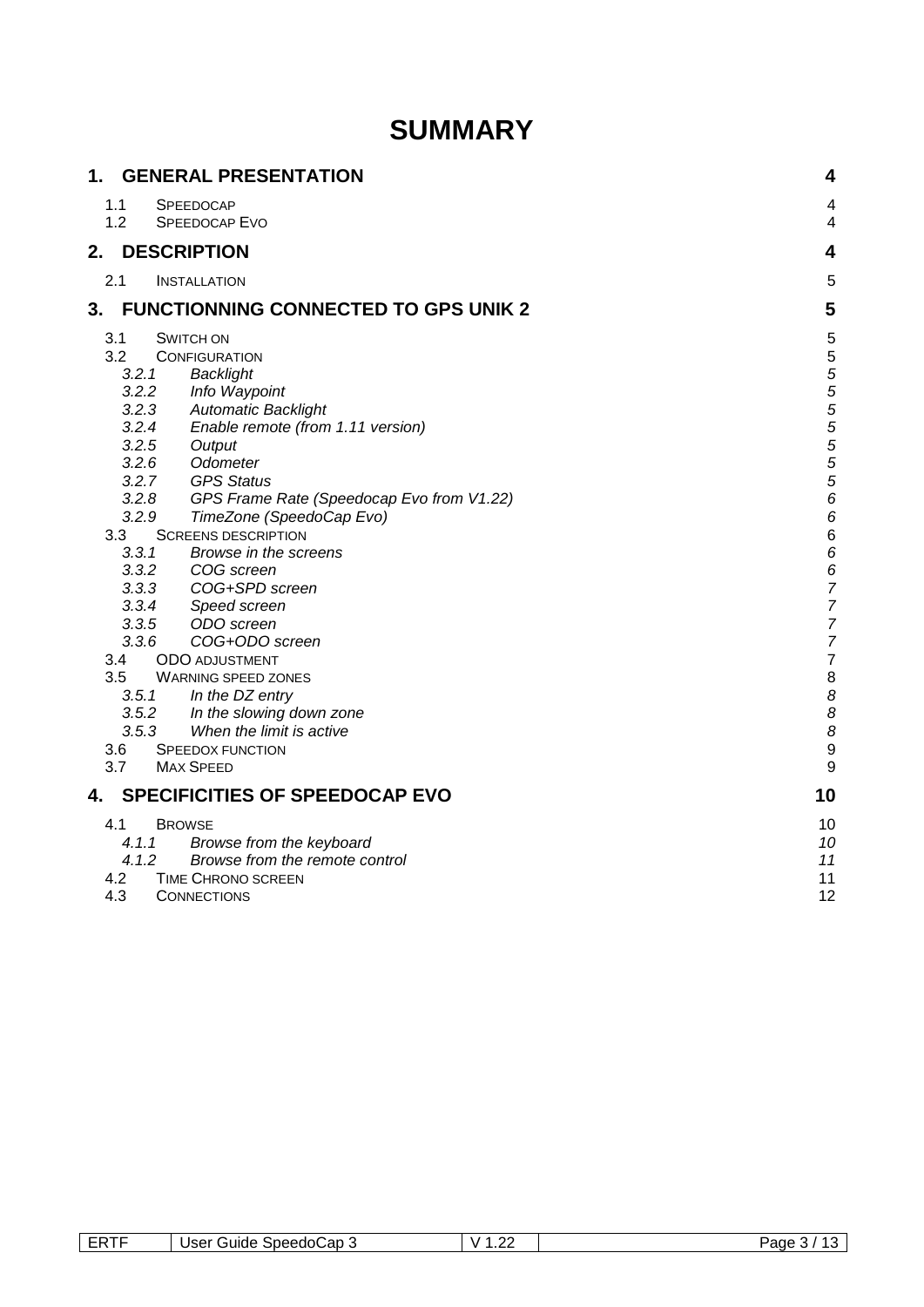# SUMMARY

**1. GENERAL PRESENTATION** — 4

- 1.1 SPEEDOCAP — 4
- 1.2 SPEEDOCAP EVO — 4

**2. DESCRIPTION** — 4

- 2.1 INSTALLATION — 5

**3. FUNCTIONNING CONNECTED TO GPS UNIK 2** — 5

- 3.1 SWITCH ON — 5
- 3.2 CONFIGURATION — 5
  - *3.2.1 Backlight — 5*
  - *3.2.2 Info Waypoint — 5*
  - *3.2.3 Automatic Backlight — 5*
  - *3.2.4 Enable remote (from 1.11 version) — 5*
  - *3.2.5 Output — 5*
  - *3.2.6 Odometer — 5*
  - *3.2.7 GPS Status — 5*
  - *3.2.8 GPS Frame Rate (Speedocap Evo from V1.22) — 6*
  - *3.2.9 TimeZone (SpeedoCap Evo) — 6*
- 3.3 SCREENS DESCRIPTION — 6
  - *3.3.1 Browse in the screens — 6*
  - *3.3.2 COG screen — 6*
  - *3.3.3 COG+SPD screen — 7*
  - *3.3.4 Speed screen — 7*
  - *3.3.5 ODO screen — 7*
  - *3.3.6 COG+ODO screen — 7*
- 3.4 ODO ADJUSTMENT — 7
- 3.5 WARNING SPEED ZONES — 8
  - *3.5.1 In the DZ entry — 8*
  - *3.5.2 In the slowing down zone — 8*
  - *3.5.3 When the limit is active — 8*
- 3.6 SPEEDOX FUNCTION — 9
- 3.7 MAX SPEED — 9

**4. SPECIFICITIES OF SPEEDOCAP EVO** — 10

- 4.1 BROWSE — 10
  - *4.1.1 Browse from the keyboard — 10*
  - *4.1.2 Browse from the remote control — 11*
- 4.2 TIME CHRONO SCREEN — 11
- 4.3 CONNECTIONS — 12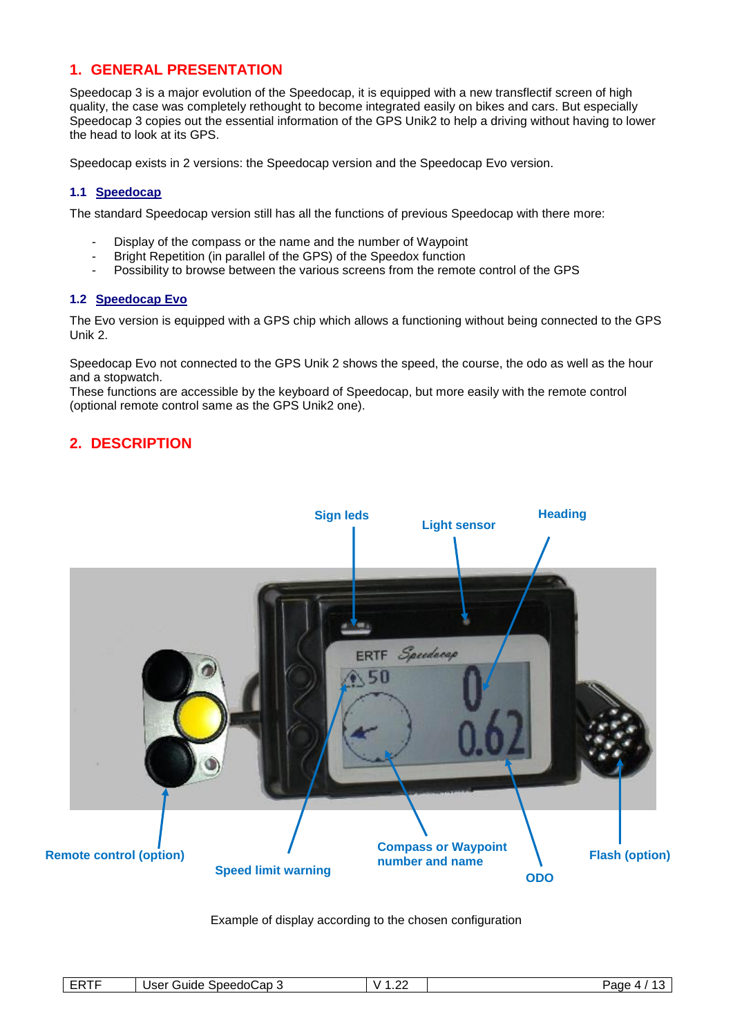# 1. GENERAL PRESENTATION

Speedocap 3 is a major evolution of the Speedocap, it is equipped with a new transflectif screen of high quality, the case was completely rethought to become integrated easily on bikes and cars. But especially Speedocap 3 copies out the essential information of the GPS Unik2 to help a driving without having to lower the head to look at its GPS.

Speedocap exists in 2 versions: the Speedocap version and the Speedocap Evo version.

### 1.1 Speedocap

The standard Speedocap version still has all the functions of previous Speedocap with there more:

- Display of the compass or the name and the number of Waypoint
- Bright Repetition (in parallel of the GPS) of the Speedox function
- Possibility to browse between the various screens from the remote control of the GPS

### 1.2 Speedocap Evo

The Evo version is equipped with a GPS chip which allows a functioning without being connected to the GPS Unik 2.

Speedocap Evo not connected to the GPS Unik 2 shows the speed, the course, the odo as well as the hour and a stopwatch.
These functions are accessible by the keyboard of Speedocap, but more easily with the remote control (optional remote control same as the GPS Unik2 one).

# 2. DESCRIPTION

Sign leds

Light sensor

Heading

Remote control (option)

Speed limit warning

Compass or Waypoint number and name

ODO

Flash (option)

Example of display according to the chosen configuration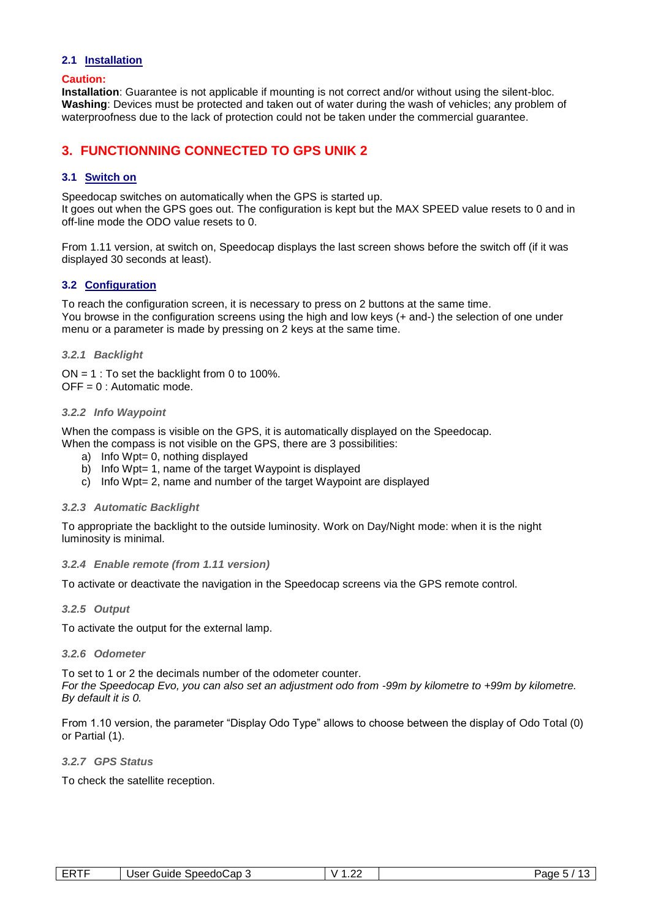### 2.1 Installation

**Caution:**
**Installation**: Guarantee is not applicable if mounting is not correct and/or without using the silent-bloc.
**Washing**: Devices must be protected and taken out of water during the wash of vehicles; any problem of waterproofness due to the lack of protection could not be taken under the commercial guarantee.

## 3. FUNCTIONNING CONNECTED TO GPS UNIK 2

### 3.1 Switch on

Speedocap switches on automatically when the GPS is started up.
It goes out when the GPS goes out. The configuration is kept but the MAX SPEED value resets to 0 and in off-line mode the ODO value resets to 0.

From 1.11 version, at switch on, Speedocap displays the last screen shows before the switch off (if it was displayed 30 seconds at least).

### 3.2 Configuration

To reach the configuration screen, it is necessary to press on 2 buttons at the same time.
You browse in the configuration screens using the high and low keys (+ and-) the selection of one under menu or a parameter is made by pressing on 2 keys at the same time.

#### *3.2.1 Backlight*

ON = 1 : To set the backlight from 0 to 100%.
OFF = 0 : Automatic mode.

#### *3.2.2 Info Waypoint*

When the compass is visible on the GPS, it is automatically displayed on the Speedocap.
When the compass is not visible on the GPS, there are 3 possibilities:

a) Info Wpt= 0, nothing displayed
b) Info Wpt= 1, name of the target Waypoint is displayed
c) Info Wpt= 2, name and number of the target Waypoint are displayed

#### *3.2.3 Automatic Backlight*

To appropriate the backlight to the outside luminosity. Work on Day/Night mode: when it is the night luminosity is minimal.

#### *3.2.4 Enable remote (from 1.11 version)*

To activate or deactivate the navigation in the Speedocap screens via the GPS remote control.

#### *3.2.5 Output*

To activate the output for the external lamp.

#### *3.2.6 Odometer*

To set to 1 or 2 the decimals number of the odometer counter.
*For the Speedocap Evo, you can also set an adjustment odo from -99m by kilometre to +99m by kilometre. By default it is 0.*

From 1.10 version, the parameter “Display Odo Type” allows to choose between the display of Odo Total (0) or Partial (1).

#### *3.2.7 GPS Status*

To check the satellite reception.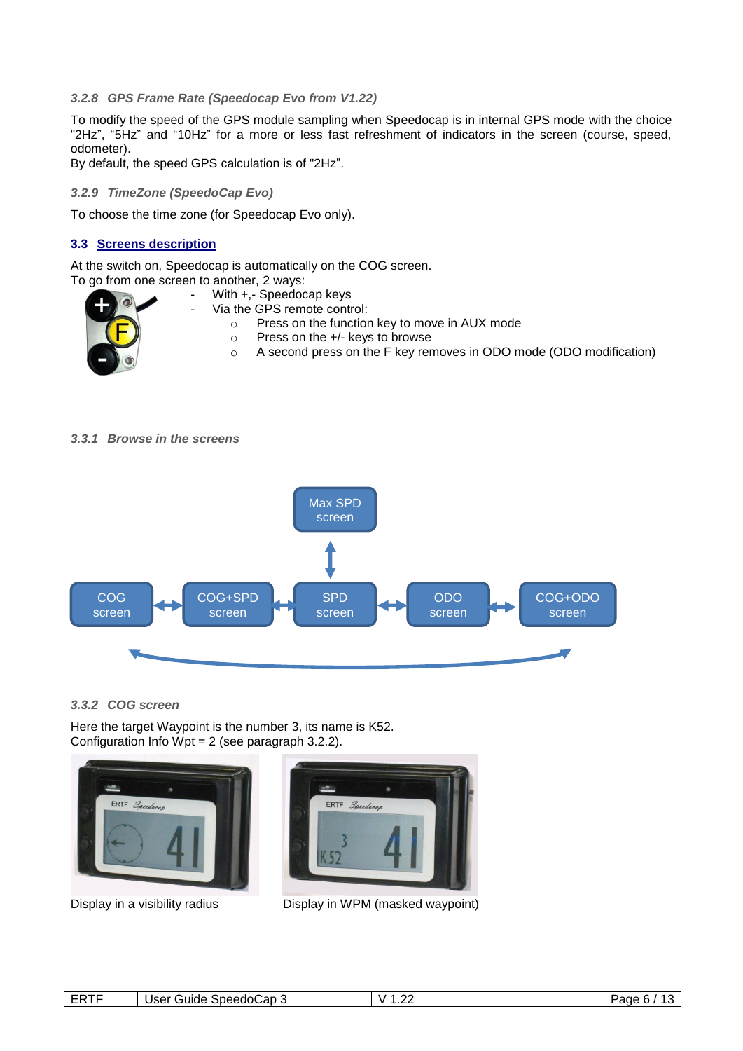### 3.2.8 GPS Frame Rate (Speedocap Evo from V1.22)

To modify the speed of the GPS module sampling when Speedocap is in internal GPS mode with the choice "2Hz", "5Hz" and "10Hz" for a more or less fast refreshment of indicators in the screen (course, speed, odometer).
By default, the speed GPS calculation is of "2Hz".

### 3.2.9 TimeZone (SpeedoCap Evo)

To choose the time zone (for Speedocap Evo only).

## 3.3 Screens description

At the switch on, Speedocap is automatically on the COG screen.
To go from one screen to another, 2 ways:

- With +,- Speedocap keys
- Via the GPS remote control:
  - Press on the function key to move in AUX mode
  - Press on the +/- keys to browse
  - A second press on the F key removes in ODO mode (ODO modification)

### 3.3.1 Browse in the screens

Max SPD screen

COG screen ↔ COG+SPD screen ↔ SPD screen ↔ ODO screen ↔ COG+ODO screen

### 3.3.2 COG screen

Here the target Waypoint is the number 3, its name is K52.
Configuration Info Wpt = 2 (see paragraph 3.2.2).

Display in a visibility radius

Display in WPM (masked waypoint)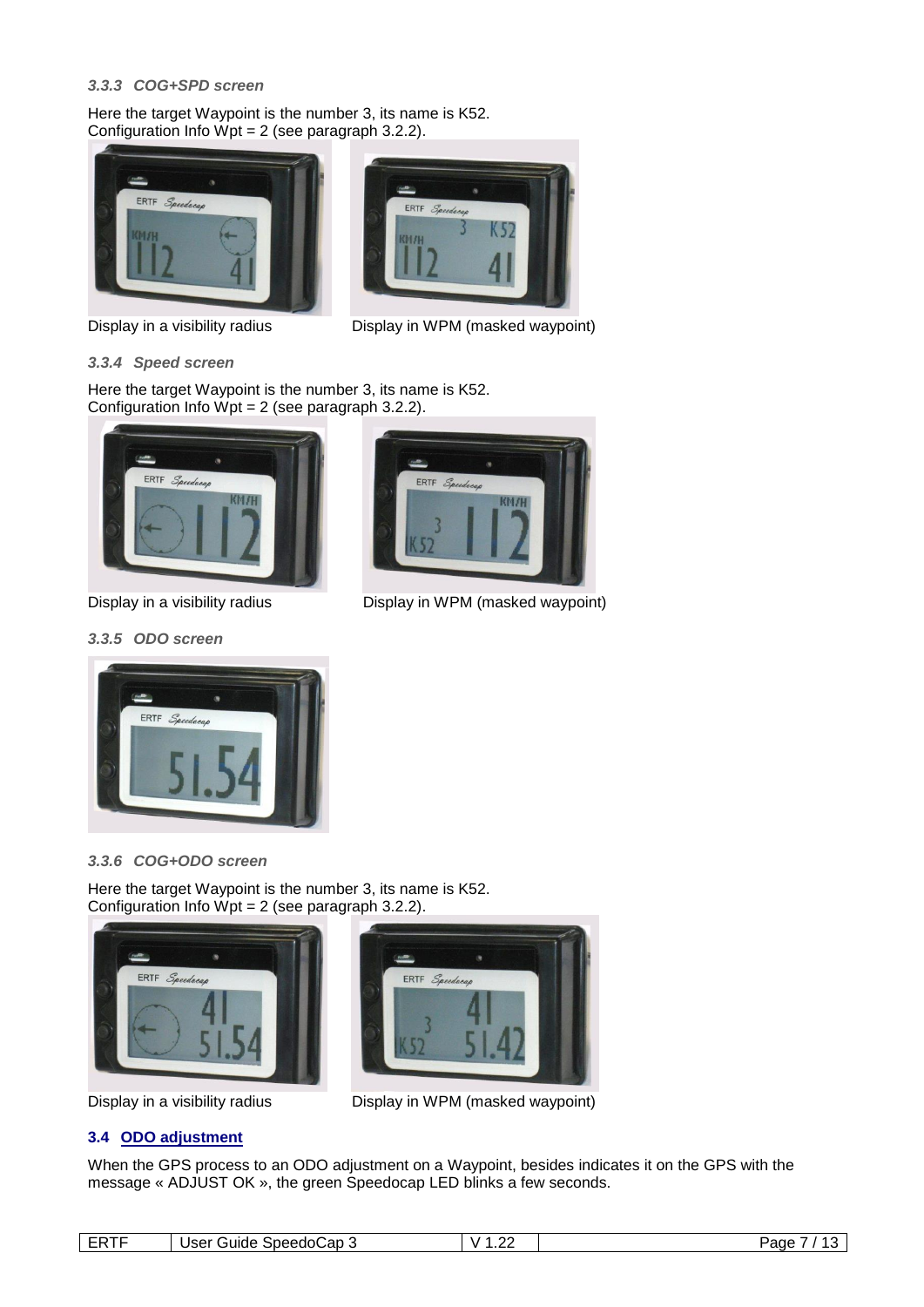### *3.3.3 COG+SPD screen*

Here the target Waypoint is the number 3, its name is K52.
Configuration Info Wpt = 2 (see paragraph 3.2.2).

Display in a visibility radius

Display in WPM (masked waypoint)

### *3.3.4 Speed screen*

Here the target Waypoint is the number 3, its name is K52.
Configuration Info Wpt = 2 (see paragraph 3.2.2).

Display in a visibility radius

Display in WPM (masked waypoint)

### *3.3.5 ODO screen*

### *3.3.6 COG+ODO screen*

Here the target Waypoint is the number 3, its name is K52.
Configuration Info Wpt = 2 (see paragraph 3.2.2).

Display in a visibility radius

Display in WPM (masked waypoint)

## 3.4 ODO adjustment

When the GPS process to an ODO adjustment on a Waypoint, besides indicates it on the GPS with the message « ADJUST OK », the green Speedocap LED blinks a few seconds.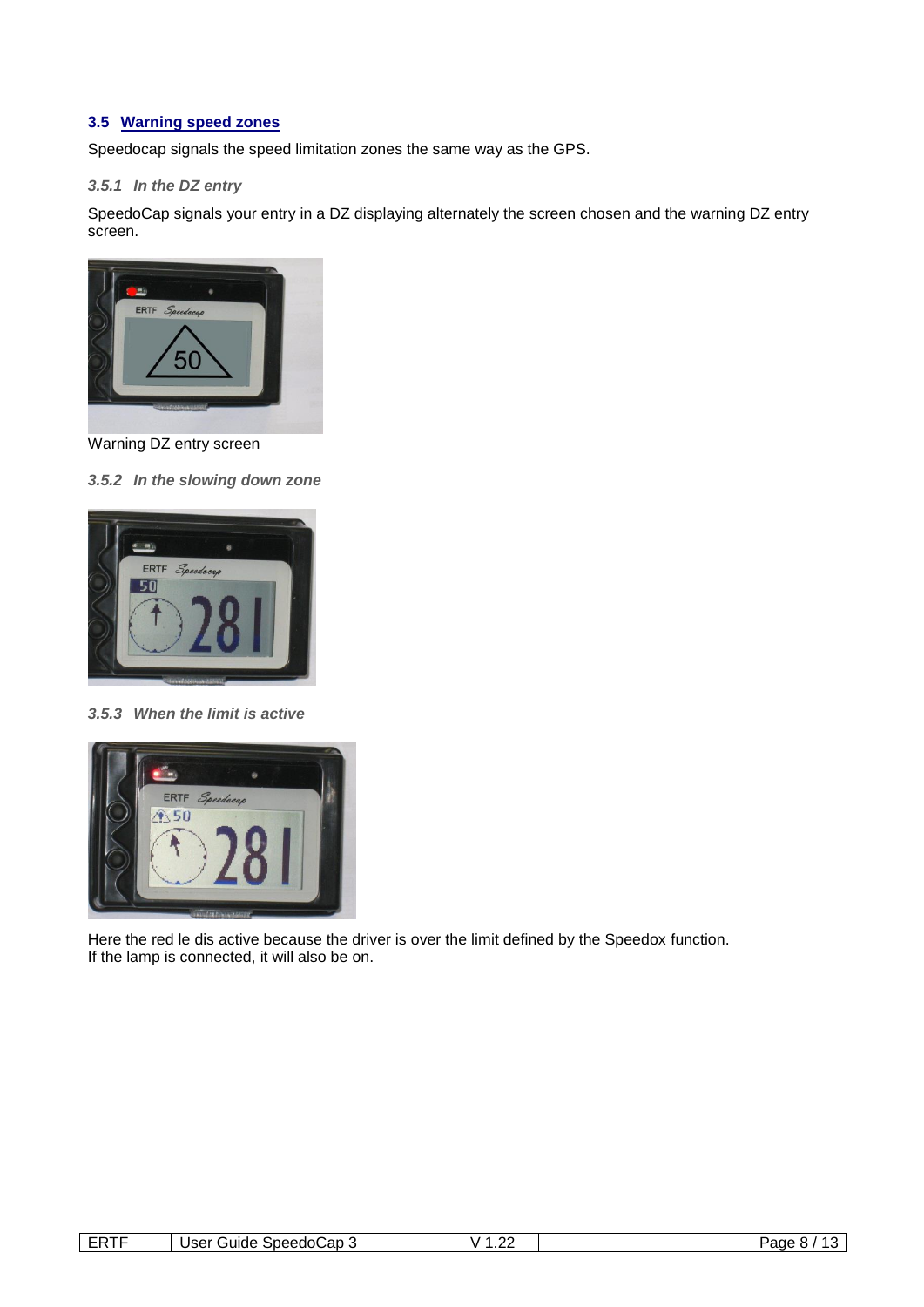## 3.5 Warning speed zones

Speedocap signals the speed limitation zones the same way as the GPS.

### *3.5.1 In the DZ entry*

SpeedoCap signals your entry in a DZ displaying alternately the screen chosen and the warning DZ entry screen.

Warning DZ entry screen

### *3.5.2 In the slowing down zone*

### *3.5.3 When the limit is active*

Here the red le dis active because the driver is over the limit defined by the Speedox function.
If the lamp is connected, it will also be on.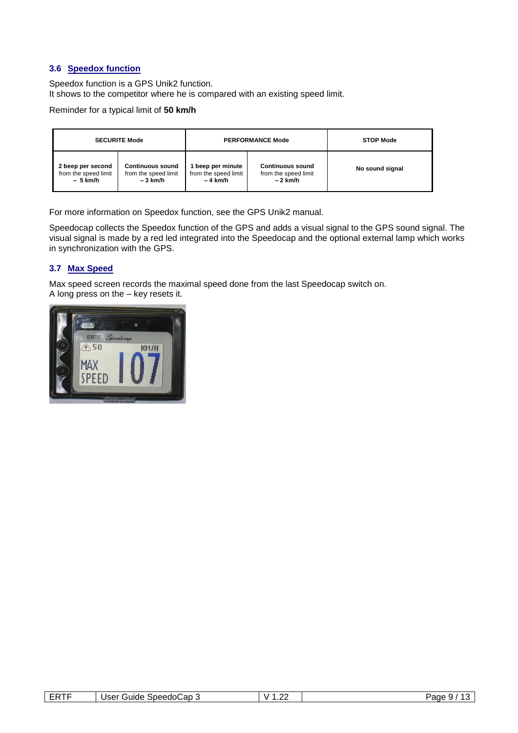### 3.6 Speedox function

Speedox function is a GPS Unik2 function.
It shows to the competitor where he is compared with an existing speed limit.

Reminder for a typical limit of **50 km/h**

| **SECURITE Mode** | | **PERFORMANCE Mode** | | **STOP Mode** |
|---|---|---|---|---|
| **2 beep per second** from the speed limit **– 5 km/h** | **Continuous sound** from the speed limit **– 3 km/h** | **1 beep per minute** from the speed limit **– 4 km/h** | **Continuous sound** from the speed limit **– 2 km/h** | **No sound signal** |

For more information on Speedox function, see the GPS Unik2 manual.

Speedocap collects the Speedox function of the GPS and adds a visual signal to the GPS sound signal. The visual signal is made by a red led integrated into the Speedocap and the optional external lamp which works in synchronization with the GPS.

### 3.7 Max Speed

Max speed screen records the maximal speed done from the last Speedocap switch on.
A long press on the – key resets it.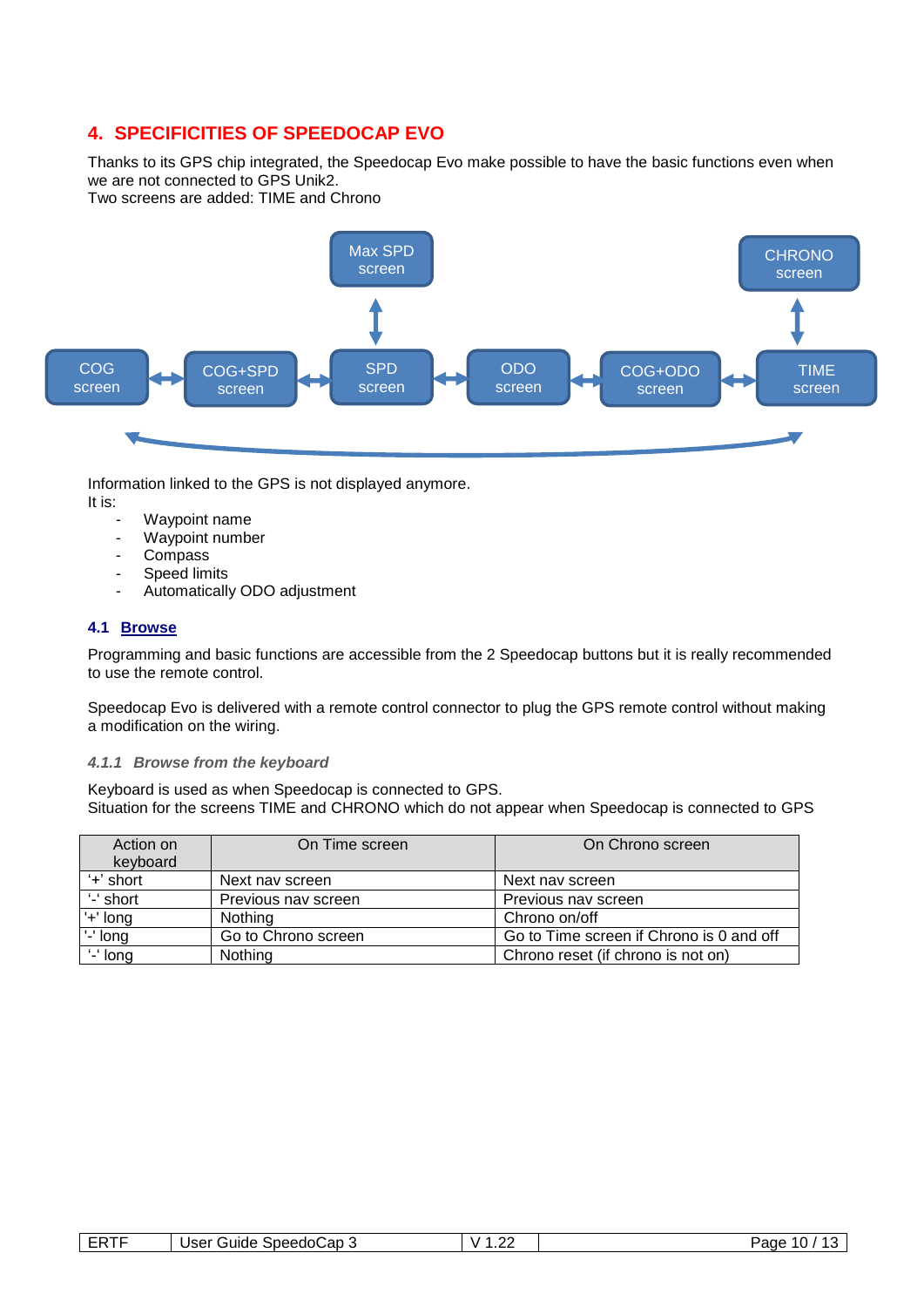## 4. SPECIFICITIES OF SPEEDOCAP EVO

Thanks to its GPS chip integrated, the Speedocap Evo make possible to have the basic functions even when we are not connected to GPS Unik2.
Two screens are added: TIME and Chrono

Max SPD screen

CHRONO screen

COG screen ↔ COG+SPD screen ↔ SPD screen ↔ ODO screen ↔ COG+ODO screen ↔ TIME screen

Information linked to the GPS is not displayed anymore.
It is:

- Waypoint name
- Waypoint number
- Compass
- Speed limits
- Automatically ODO adjustment

### 4.1 Browse

Programming and basic functions are accessible from the 2 Speedocap buttons but it is really recommended to use the remote control.

Speedocap Evo is delivered with a remote control connector to plug the GPS remote control without making a modification on the wiring.

#### *4.1.1 Browse from the keyboard*

Keyboard is used as when Speedocap is connected to GPS.
Situation for the screens TIME and CHRONO which do not appear when Speedocap is connected to GPS

| Action on keyboard | On Time screen | On Chrono screen |
|---|---|---|
| '+' short | Next nav screen | Next nav screen |
| '-' short | Previous nav screen | Previous nav screen |
| '+' long | Nothing | Chrono on/off |
| '-' long | Go to Chrono screen | Go to Time screen if Chrono is 0 and off |
| '-' long | Nothing | Chrono reset (if chrono is not on) |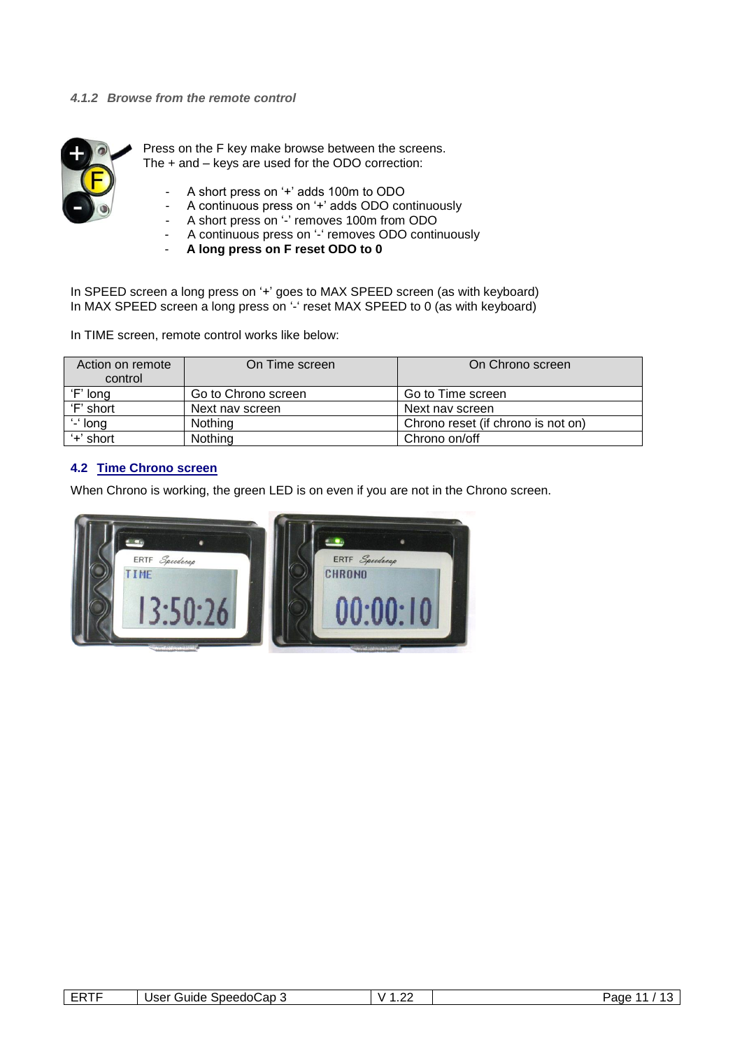#### 4.1.2 Browse from the remote control

Press on the F key make browse between the screens.
The + and – keys are used for the ODO correction:

- A short press on '+' adds 100m to ODO
- A continuous press on '+' adds ODO continuously
- A short press on '-' removes 100m from ODO
- A continuous press on '-' removes ODO continuously
- **A long press on F reset ODO to 0**

In SPEED screen a long press on '+' goes to MAX SPEED screen (as with keyboard)
In MAX SPEED screen a long press on '-' reset MAX SPEED to 0 (as with keyboard)

In TIME screen, remote control works like below:

| Action on remote control | On Time screen | On Chrono screen |
|---|---|---|
| 'F' long | Go to Chrono screen | Go to Time screen |
| 'F' short | Next nav screen | Next nav screen |
| '-' long | Nothing | Chrono reset (if chrono is not on) |
| '+' short | Nothing | Chrono on/off |

### 4.2 Time Chrono screen

When Chrono is working, the green LED is on even if you are not in the Chrono screen.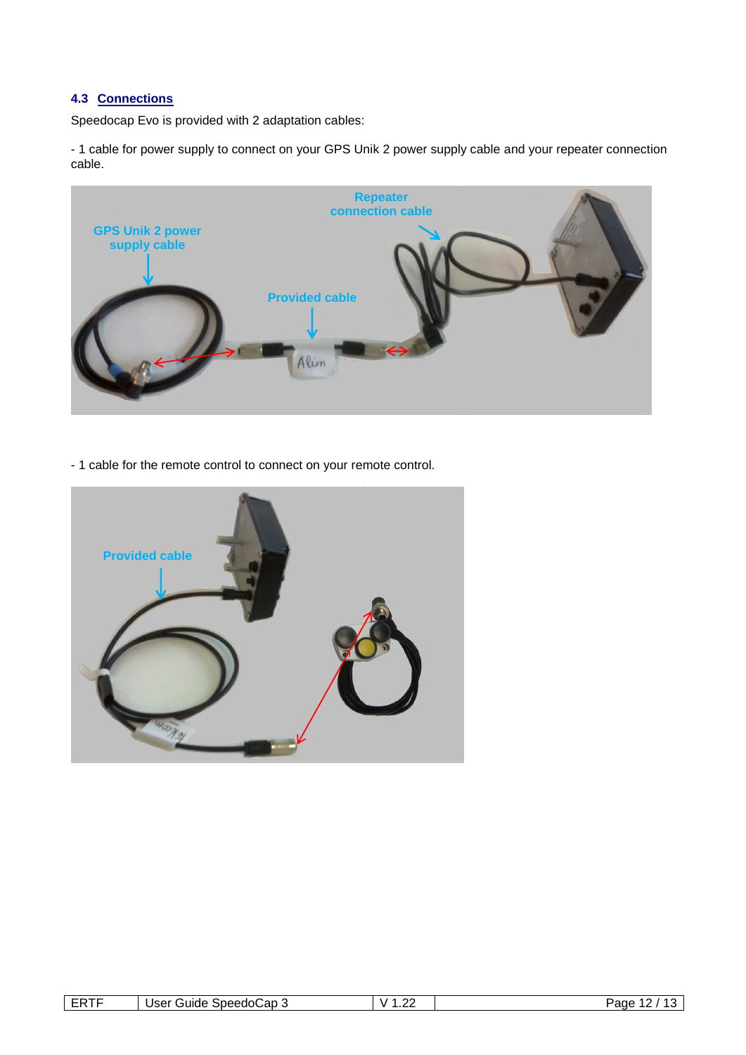## 4.3 Connections

Speedocap Evo is provided with 2 adaptation cables:

- 1 cable for power supply to connect on your GPS Unik 2 power supply cable and your repeater connection cable.

- 1 cable for the remote control to connect on your remote control.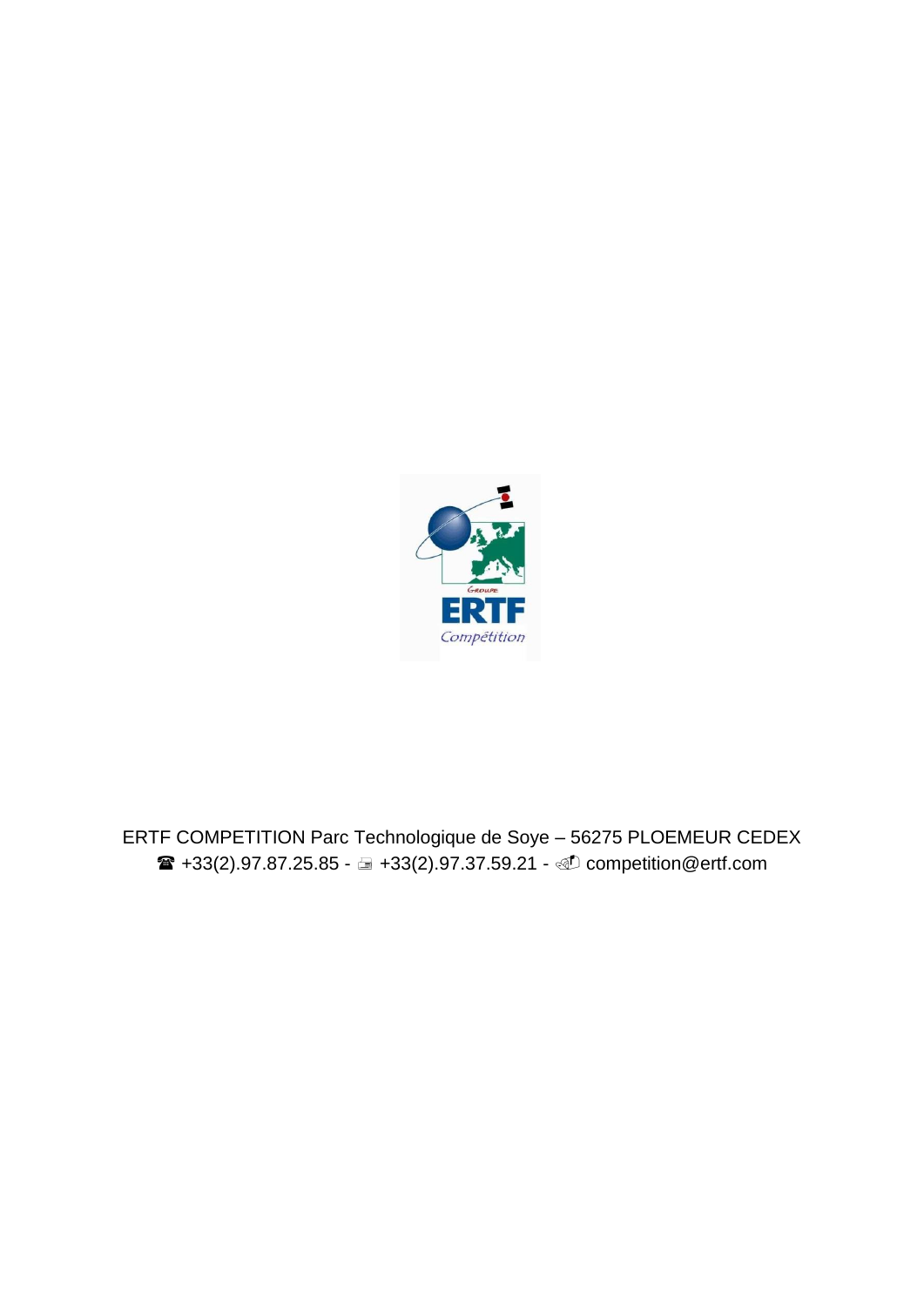ERTF COMPETITION Parc Technologique de Soye – 56275 PLOEMEUR CEDEX

☎ +33(2).97.87.25.85 - 📠 +33(2).97.37.59.21 - ✉ competition@ertf.com